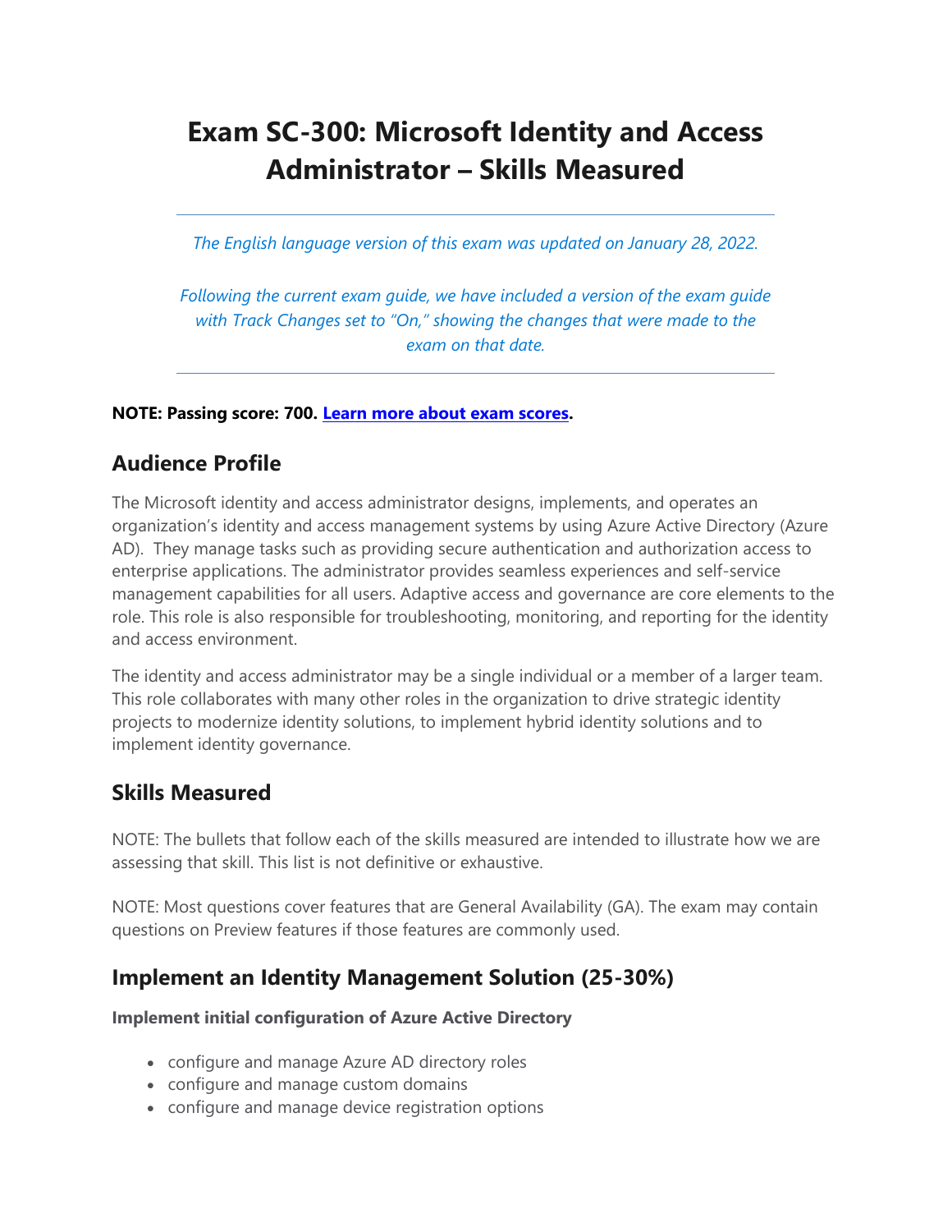# Exam SC-300: Microsoft Identity and Access Administrator – Skills Measured

*The English language version of this exam was updated on January 28, 2022.*

*Following the current exam guide, we have included a version of the exam guide with Track Changes set to "On," showing the changes that were made to the exam on that date.*

**NOTE: Passing score: 700. Learn more about exam scores.**

## Audience Profile

The Microsoft identity and access administrator designs, implements, and operates an organization's identity and access management systems by using Azure Active Directory (Azure AD). They manage tasks such as providing secure authentication and authorization access to enterprise applications. The administrator provides seamless experiences and self-service management capabilities for all users. Adaptive access and governance are core elements to the role. This role is also responsible for troubleshooting, monitoring, and reporting for the identity and access environment.

The identity and access administrator may be a single individual or a member of a larger team. This role collaborates with many other roles in the organization to drive strategic identity projects to modernize identity solutions, to implement hybrid identity solutions and to implement identity governance.

## Skills Measured

NOTE: The bullets that follow each of the skills measured are intended to illustrate how we are assessing that skill. This list is not definitive or exhaustive.

NOTE: Most questions cover features that are General Availability (GA). The exam may contain questions on Preview features if those features are commonly used.

## Implement an Identity Management Solution (25-30%)

**Implement initial configuration of Azure Active Directory**

- configure and manage Azure AD directory roles
- configure and manage custom domains
- configure and manage device registration options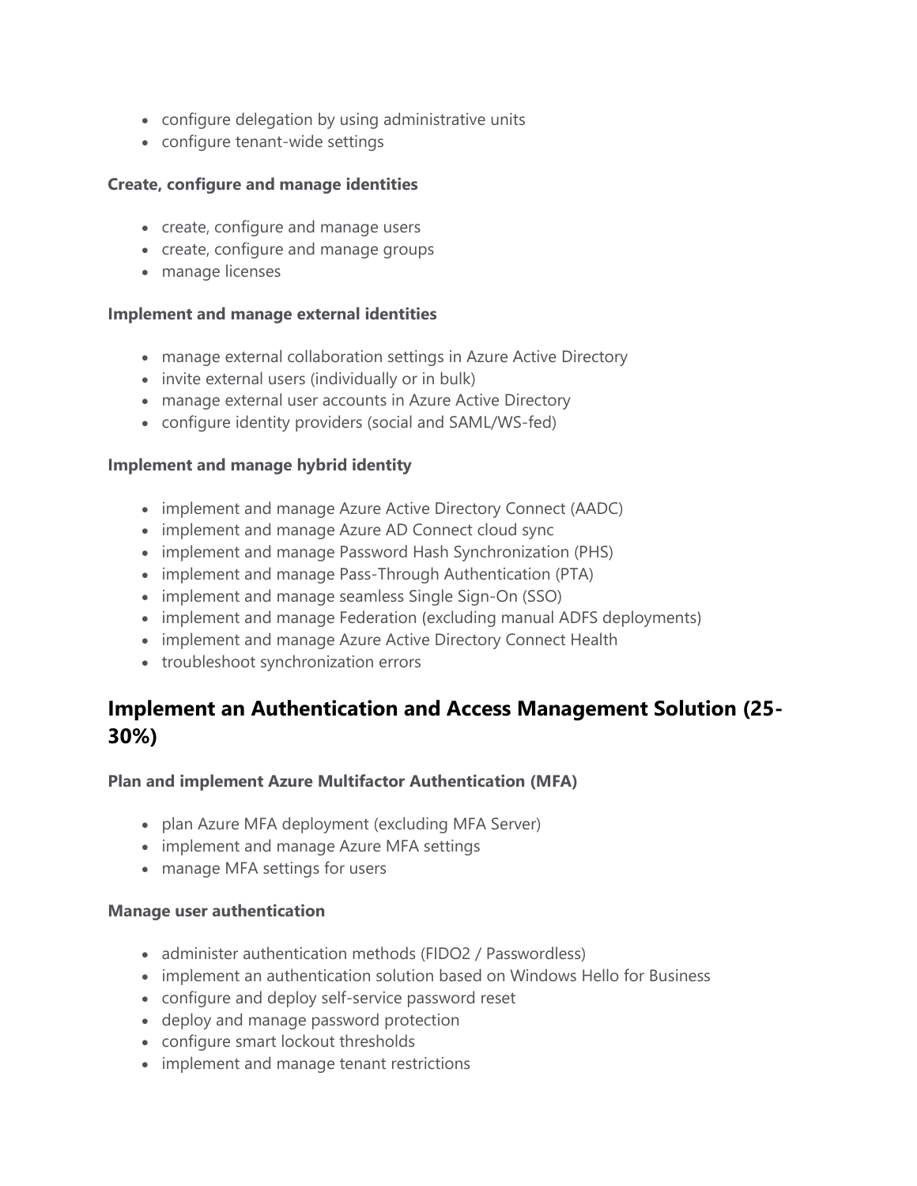- configure delegation by using administrative units
- configure tenant-wide settings

**Create, configure and manage identities**

- create, configure and manage users
- create, configure and manage groups
- manage licenses

**Implement and manage external identities**

- manage external collaboration settings in Azure Active Directory
- invite external users (individually or in bulk)
- manage external user accounts in Azure Active Directory
- configure identity providers (social and SAML/WS-fed)

**Implement and manage hybrid identity**

- implement and manage Azure Active Directory Connect (AADC)
- implement and manage Azure AD Connect cloud sync
- implement and manage Password Hash Synchronization (PHS)
- implement and manage Pass-Through Authentication (PTA)
- implement and manage seamless Single Sign-On (SSO)
- implement and manage Federation (excluding manual ADFS deployments)
- implement and manage Azure Active Directory Connect Health
- troubleshoot synchronization errors

## Implement an Authentication and Access Management Solution (25-30%)

**Plan and implement Azure Multifactor Authentication (MFA)**

- plan Azure MFA deployment (excluding MFA Server)
- implement and manage Azure MFA settings
- manage MFA settings for users

**Manage user authentication**

- administer authentication methods (FIDO2 / Passwordless)
- implement an authentication solution based on Windows Hello for Business
- configure and deploy self-service password reset
- deploy and manage password protection
- configure smart lockout thresholds
- implement and manage tenant restrictions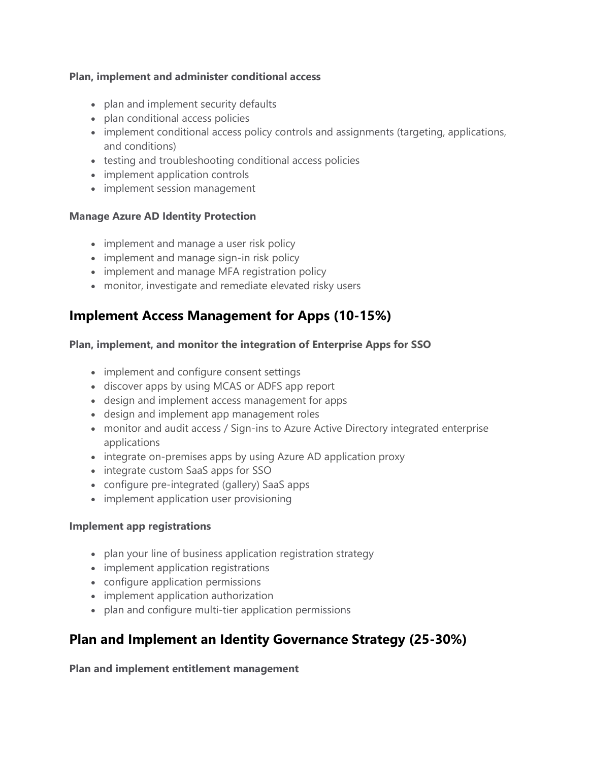**Plan, implement and administer conditional access**

- plan and implement security defaults
- plan conditional access policies
- implement conditional access policy controls and assignments (targeting, applications, and conditions)
- testing and troubleshooting conditional access policies
- implement application controls
- implement session management

**Manage Azure AD Identity Protection**

- implement and manage a user risk policy
- implement and manage sign-in risk policy
- implement and manage MFA registration policy
- monitor, investigate and remediate elevated risky users

## Implement Access Management for Apps (10-15%)

**Plan, implement, and monitor the integration of Enterprise Apps for SSO**

- implement and configure consent settings
- discover apps by using MCAS or ADFS app report
- design and implement access management for apps
- design and implement app management roles
- monitor and audit access / Sign-ins to Azure Active Directory integrated enterprise applications
- integrate on-premises apps by using Azure AD application proxy
- integrate custom SaaS apps for SSO
- configure pre-integrated (gallery) SaaS apps
- implement application user provisioning

**Implement app registrations**

- plan your line of business application registration strategy
- implement application registrations
- configure application permissions
- implement application authorization
- plan and configure multi-tier application permissions

## Plan and Implement an Identity Governance Strategy (25-30%)

**Plan and implement entitlement management**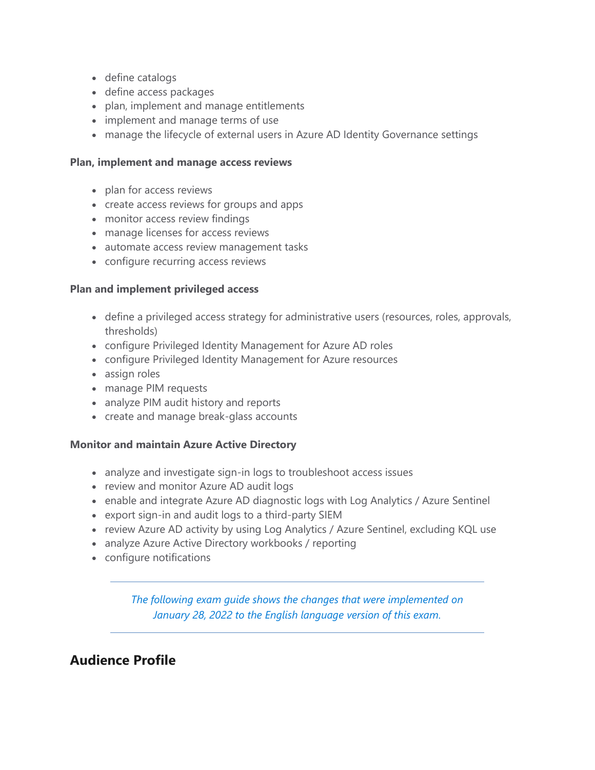- define catalogs
- define access packages
- plan, implement and manage entitlements
- implement and manage terms of use
- manage the lifecycle of external users in Azure AD Identity Governance settings

**Plan, implement and manage access reviews**

- plan for access reviews
- create access reviews for groups and apps
- monitor access review findings
- manage licenses for access reviews
- automate access review management tasks
- configure recurring access reviews

**Plan and implement privileged access**

- define a privileged access strategy for administrative users (resources, roles, approvals, thresholds)
- configure Privileged Identity Management for Azure AD roles
- configure Privileged Identity Management for Azure resources
- assign roles
- manage PIM requests
- analyze PIM audit history and reports
- create and manage break-glass accounts

**Monitor and maintain Azure Active Directory**

- analyze and investigate sign-in logs to troubleshoot access issues
- review and monitor Azure AD audit logs
- enable and integrate Azure AD diagnostic logs with Log Analytics / Azure Sentinel
- export sign-in and audit logs to a third-party SIEM
- review Azure AD activity by using Log Analytics / Azure Sentinel, excluding KQL use
- analyze Azure Active Directory workbooks / reporting
- configure notifications

---

*The following exam guide shows the changes that were implemented on January 28, 2022 to the English language version of this exam.*

---

## Audience Profile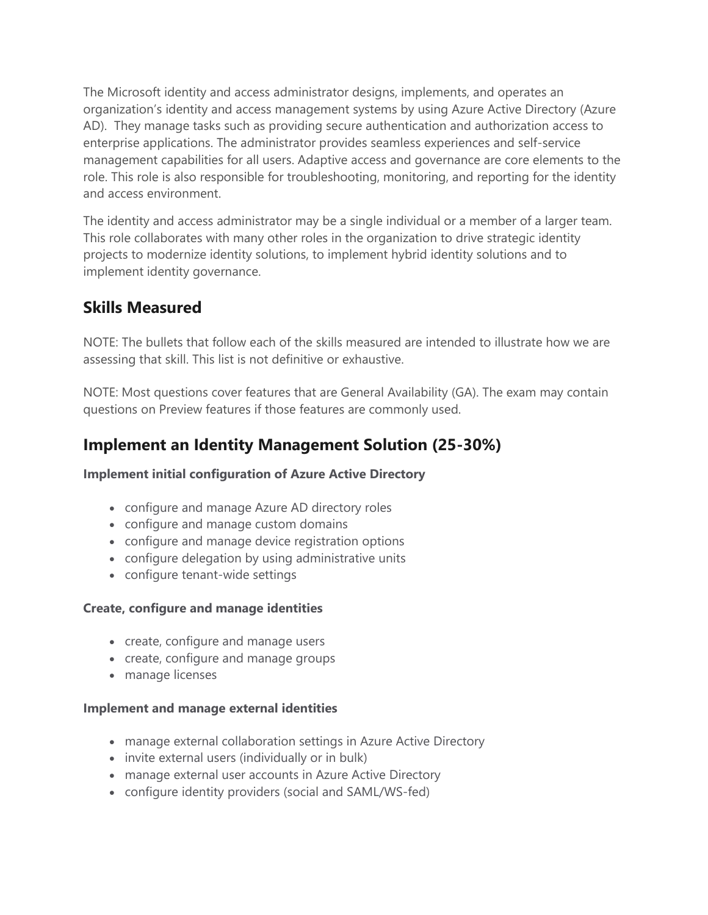The Microsoft identity and access administrator designs, implements, and operates an organization's identity and access management systems by using Azure Active Directory (Azure AD). They manage tasks such as providing secure authentication and authorization access to enterprise applications. The administrator provides seamless experiences and self-service management capabilities for all users. Adaptive access and governance are core elements to the role. This role is also responsible for troubleshooting, monitoring, and reporting for the identity and access environment.

The identity and access administrator may be a single individual or a member of a larger team. This role collaborates with many other roles in the organization to drive strategic identity projects to modernize identity solutions, to implement hybrid identity solutions and to implement identity governance.

## Skills Measured

NOTE: The bullets that follow each of the skills measured are intended to illustrate how we are assessing that skill. This list is not definitive or exhaustive.

NOTE: Most questions cover features that are General Availability (GA). The exam may contain questions on Preview features if those features are commonly used.

## Implement an Identity Management Solution (25-30%)

**Implement initial configuration of Azure Active Directory**

- configure and manage Azure AD directory roles
- configure and manage custom domains
- configure and manage device registration options
- configure delegation by using administrative units
- configure tenant-wide settings

**Create, configure and manage identities**

- create, configure and manage users
- create, configure and manage groups
- manage licenses

**Implement and manage external identities**

- manage external collaboration settings in Azure Active Directory
- invite external users (individually or in bulk)
- manage external user accounts in Azure Active Directory
- configure identity providers (social and SAML/WS-fed)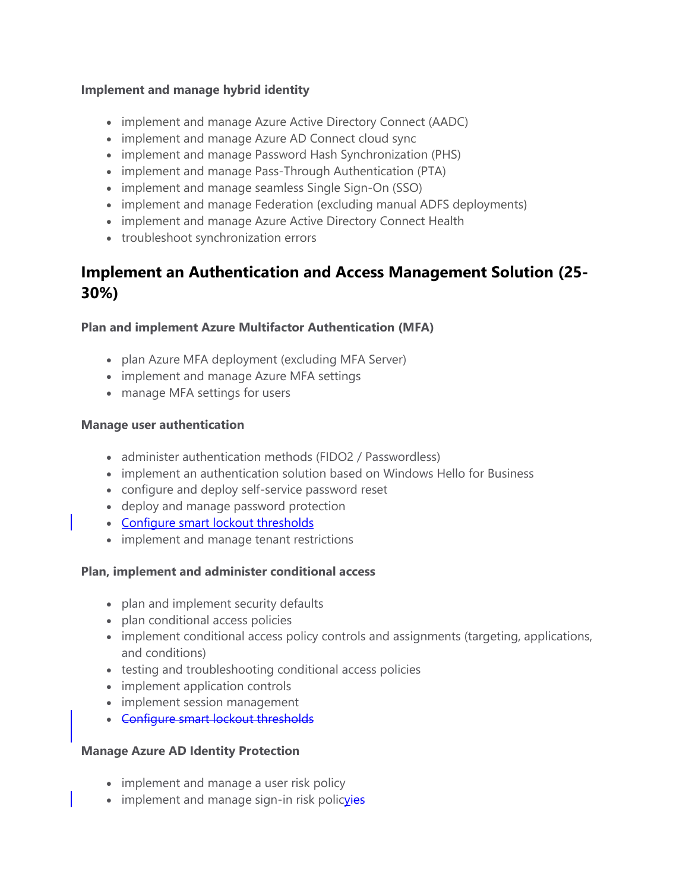**Implement and manage hybrid identity**

- implement and manage Azure Active Directory Connect (AADC)
- implement and manage Azure AD Connect cloud sync
- implement and manage Password Hash Synchronization (PHS)
- implement and manage Pass-Through Authentication (PTA)
- implement and manage seamless Single Sign-On (SSO)
- implement and manage Federation (excluding manual ADFS deployments)
- implement and manage Azure Active Directory Connect Health
- troubleshoot synchronization errors

## Implement an Authentication and Access Management Solution (25-30%)

**Plan and implement Azure Multifactor Authentication (MFA)**

- plan Azure MFA deployment (excluding MFA Server)
- implement and manage Azure MFA settings
- manage MFA settings for users

**Manage user authentication**

- administer authentication methods (FIDO2 / Passwordless)
- implement an authentication solution based on Windows Hello for Business
- configure and deploy self-service password reset
- deploy and manage password protection
- Configure smart lockout thresholds
- implement and manage tenant restrictions

**Plan, implement and administer conditional access**

- plan and implement security defaults
- plan conditional access policies
- implement conditional access policy controls and assignments (targeting, applications, and conditions)
- testing and troubleshooting conditional access policies
- implement application controls
- implement session management
- ~~Configure smart lockout thresholds~~

**Manage Azure AD Identity Protection**

- implement and manage a user risk policy
- implement and manage sign-in risk policy~~ies~~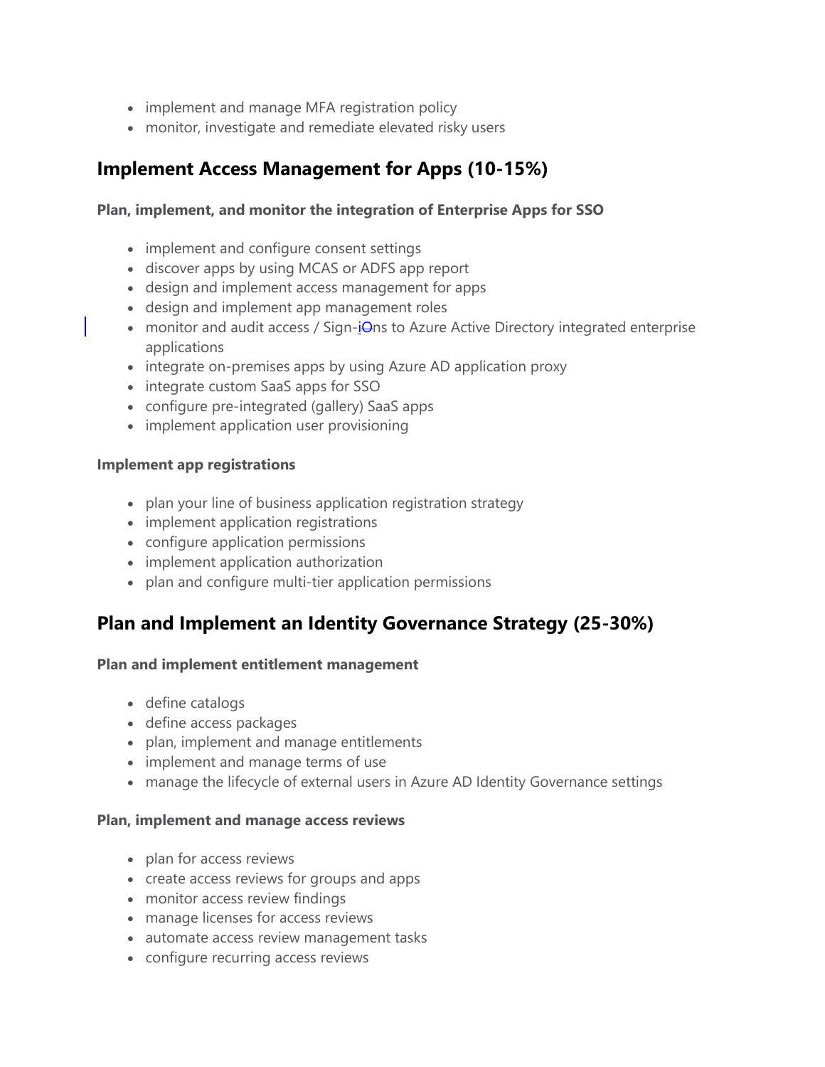- implement and manage MFA registration policy
- monitor, investigate and remediate elevated risky users

## Implement Access Management for Apps (10-15%)

### Plan, implement, and monitor the integration of Enterprise Apps for SSO

- implement and configure consent settings
- discover apps by using MCAS or ADFS app report
- design and implement access management for apps
- design and implement app management roles
- monitor and audit access / Sign-ins to Azure Active Directory integrated enterprise applications
- integrate on-premises apps by using Azure AD application proxy
- integrate custom SaaS apps for SSO
- configure pre-integrated (gallery) SaaS apps
- implement application user provisioning

### Implement app registrations

- plan your line of business application registration strategy
- implement application registrations
- configure application permissions
- implement application authorization
- plan and configure multi-tier application permissions

## Plan and Implement an Identity Governance Strategy (25-30%)

### Plan and implement entitlement management

- define catalogs
- define access packages
- plan, implement and manage entitlements
- implement and manage terms of use
- manage the lifecycle of external users in Azure AD Identity Governance settings

### Plan, implement and manage access reviews

- plan for access reviews
- create access reviews for groups and apps
- monitor access review findings
- manage licenses for access reviews
- automate access review management tasks
- configure recurring access reviews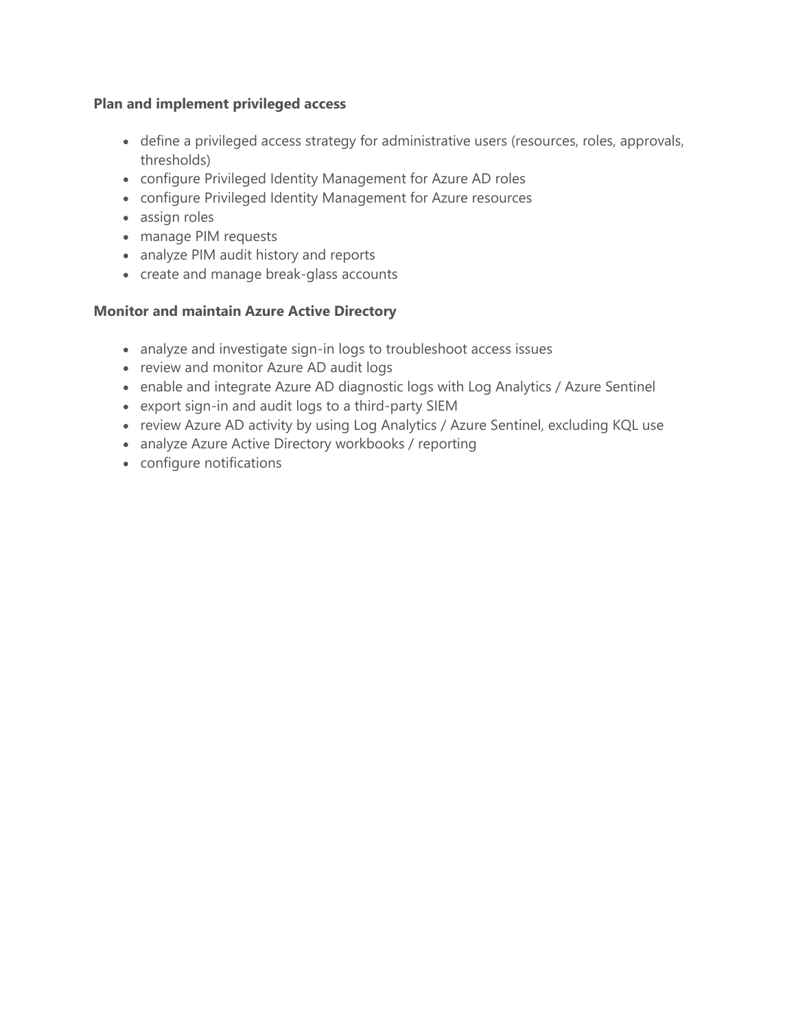**Plan and implement privileged access**

- define a privileged access strategy for administrative users (resources, roles, approvals, thresholds)
- configure Privileged Identity Management for Azure AD roles
- configure Privileged Identity Management for Azure resources
- assign roles
- manage PIM requests
- analyze PIM audit history and reports
- create and manage break-glass accounts

**Monitor and maintain Azure Active Directory**

- analyze and investigate sign-in logs to troubleshoot access issues
- review and monitor Azure AD audit logs
- enable and integrate Azure AD diagnostic logs with Log Analytics / Azure Sentinel
- export sign-in and audit logs to a third-party SIEM
- review Azure AD activity by using Log Analytics / Azure Sentinel, excluding KQL use
- analyze Azure Active Directory workbooks / reporting
- configure notifications